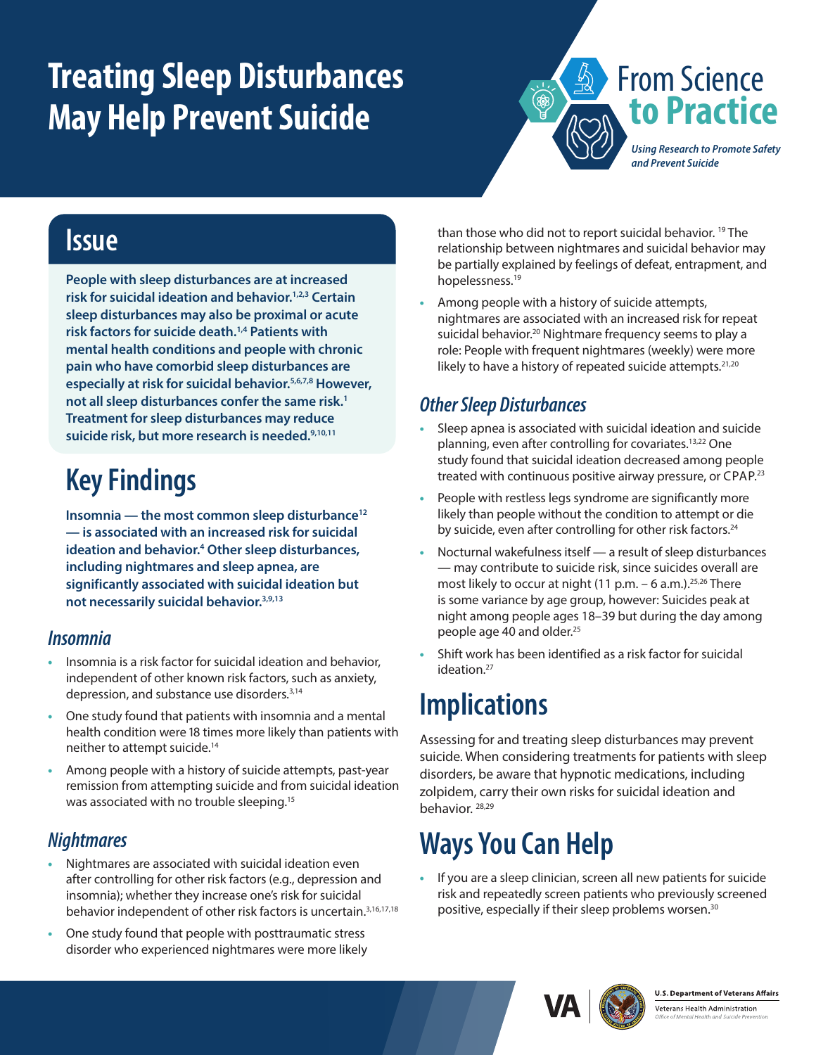# Treating Sleep Disturbances May Help Prevent Suicide

From Science to Practice

*Using Research to Promote Safety and Prevent Suicide*

## Issue

**People with sleep disturbances are at increased risk for suicidal ideation and behavior.[1,2,3] Certain sleep disturbances may also be proximal or acute risk factors for suicide death.[1,4] Patients with mental health conditions and people with chronic pain who have comorbid sleep disturbances are especially at risk for suicidal behavior.[5,6,7,8] However, not all sleep disturbances confer the same risk.[1] Treatment for sleep disturbances may reduce suicide risk, but more research is needed.[9,10,11]**

## Key Findings

**Insomnia — the most common sleep disturbance[12] — is associated with an increased risk for suicidal ideation and behavior.[4] Other sleep disturbances, including nightmares and sleep apnea, are significantly associated with suicidal ideation but not necessarily suicidal behavior.[3,9,13]**

### *Insomnia*

- Insomnia is a risk factor for suicidal ideation and behavior, independent of other known risk factors, such as anxiety, depression, and substance use disorders.[3,14]
- One study found that patients with insomnia and a mental health condition were 18 times more likely than patients with neither to attempt suicide.[14]
- Among people with a history of suicide attempts, past-year remission from attempting suicide and from suicidal ideation was associated with no trouble sleeping.[15]

### *Nightmares*

- Nightmares are associated with suicidal ideation even after controlling for other risk factors (e.g., depression and insomnia); whether they increase one's risk for suicidal behavior independent of other risk factors is uncertain.[3,16,17,18]
- One study found that people with posttraumatic stress disorder who experienced nightmares were more likely than those who did not to report suicidal behavior.[19] The relationship between nightmares and suicidal behavior may be partially explained by feelings of defeat, entrapment, and hopelessness.[19]
- Among people with a history of suicide attempts, nightmares are associated with an increased risk for repeat suicidal behavior.[20] Nightmare frequency seems to play a role: People with frequent nightmares (weekly) were more likely to have a history of repeated suicide attempts.[21,20]

### *Other Sleep Disturbances*

- Sleep apnea is associated with suicidal ideation and suicide planning, even after controlling for covariates.[13,22] One study found that suicidal ideation decreased among people treated with continuous positive airway pressure, or CPAP.[23]
- People with restless legs syndrome are significantly more likely than people without the condition to attempt or die by suicide, even after controlling for other risk factors.[24]
- Nocturnal wakefulness itself — a result of sleep disturbances — may contribute to suicide risk, since suicides overall are most likely to occur at night (11 p.m. – 6 a.m.).[25,26] There is some variance by age group, however: Suicides peak at night among people ages 18–39 but during the day among people age 40 and older.[25]
- Shift work has been identified as a risk factor for suicidal ideation.[27]

## Implications

Assessing for and treating sleep disturbances may prevent suicide. When considering treatments for patients with sleep disorders, be aware that hypnotic medications, including zolpidem, carry their own risks for suicidal ideation and behavior.[28,29]

## Ways You Can Help

- If you are a sleep clinician, screen all new patients for suicide risk and repeatedly screen patients who previously screened positive, especially if their sleep problems worsen.[30]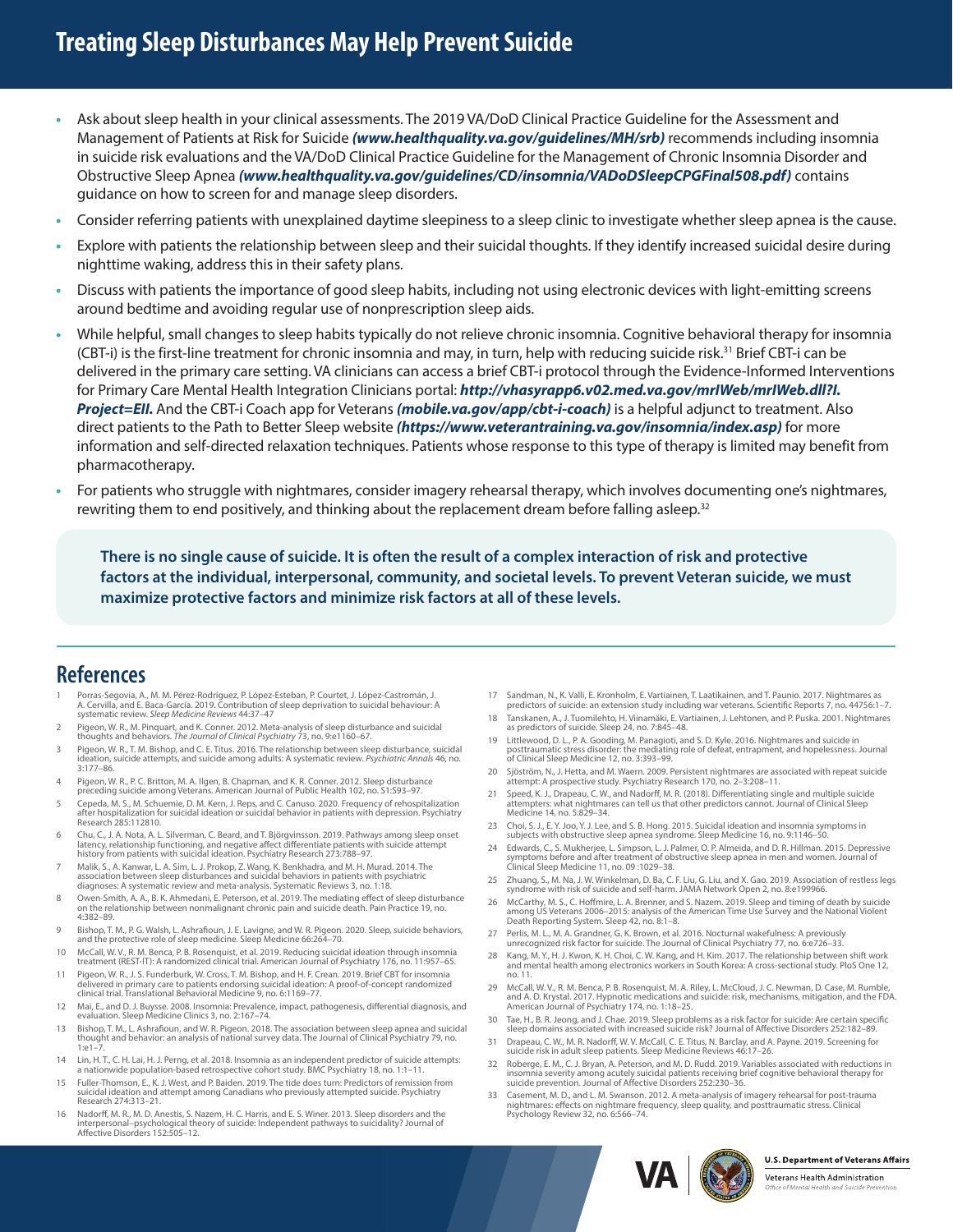# Treating Sleep Disturbances May Help Prevent Suicide

- Ask about sleep health in your clinical assessments. The 2019 VA/DoD Clinical Practice Guideline for the Assessment and Management of Patients at Risk for Suicide ***(www.healthquality.va.gov/guidelines/MH/srb)*** recommends including insomnia in suicide risk evaluations and the VA/DoD Clinical Practice Guideline for the Management of Chronic Insomnia Disorder and Obstructive Sleep Apnea ***(www.healthquality.va.gov/guidelines/CD/insomnia/VADoDSleepCPGFinal508.pdf)*** contains guidance on how to screen for and manage sleep disorders.
- Consider referring patients with unexplained daytime sleepiness to a sleep clinic to investigate whether sleep apnea is the cause.
- Explore with patients the relationship between sleep and their suicidal thoughts. If they identify increased suicidal desire during nighttime waking, address this in their safety plans.
- Discuss with patients the importance of good sleep habits, including not using electronic devices with light-emitting screens around bedtime and avoiding regular use of nonprescription sleep aids.
- While helpful, small changes to sleep habits typically do not relieve chronic insomnia. Cognitive behavioral therapy for insomnia (CBT-i) is the first-line treatment for chronic insomnia and may, in turn, help with reducing suicide risk.[31] Brief CBT-i can be delivered in the primary care setting. VA clinicians can access a brief CBT-i protocol through the Evidence-Informed Interventions for Primary Care Mental Health Integration Clinicians portal: ***http://vhasyrapp6.v02.med.va.gov/mrIWeb/mrIWeb.dll?I.Project=EII.*** And the CBT-i Coach app for Veterans ***(mobile.va.gov/app/cbt-i-coach)*** is a helpful adjunct to treatment. Also direct patients to the Path to Better Sleep website ***(https://www.veterantraining.va.gov/insomnia/index.asp)*** for more information and self-directed relaxation techniques. Patients whose response to this type of therapy is limited may benefit from pharmacotherapy.
- For patients who struggle with nightmares, consider imagery rehearsal therapy, which involves documenting one's nightmares, rewriting them to end positively, and thinking about the replacement dream before falling asleep.[32]

**There is no single cause of suicide. It is often the result of a complex interaction of risk and protective factors at the individual, interpersonal, community, and societal levels. To prevent Veteran suicide, we must maximize protective factors and minimize risk factors at all of these levels.**

## References

1. Porras-Segovia, A., M. M. Pérez-Rodríguez, P. López-Esteban, P. Courtet, J. López-Castromán, J. A. Cervilla, and E. Baca-García. 2019. Contribution of sleep deprivation to suicidal behaviour: A systematic review. *Sleep Medicine Reviews* 44:37–47
2. Pigeon, W. R., M. Pinquart, and K. Conner. 2012. Meta-analysis of sleep disturbance and suicidal thoughts and behaviors. *The Journal of Clinical Psychiatry* 73, no. 9:e1160–67.
3. Pigeon, W. R., T. M. Bishop, and C. E. Titus. 2016. The relationship between sleep disturbance, suicidal ideation, suicide attempts, and suicide among adults: A systematic review. *Psychiatric Annals* 46, no. 3:177–86.
4. Pigeon, W. R., P. C. Britton, M. A. Ilgen, B. Chapman, and K. R. Conner. 2012. Sleep disturbance preceding suicide among Veterans. American Journal of Public Health 102, no. S1:S93–97.
5. Cepeda, M. S., M. Schuemie, D. M. Kern, J. Reps, and C. Canuso. 2020. Frequency of rehospitalization after hospitalization for suicidal ideation or suicidal behavior in patients with depression. Psychiatry Research 285:112810.
6. Chu, C., J. A. Nota, A. L. Silverman, C. Beard, and T. Björgvinsson. 2019. Pathways among sleep onset latency, relationship functioning, and negative affect differentiate patients with suicide attempt history from patients with suicidal ideation. Psychiatry Research 273:788–97.
7. Malik, S., A. Kanwar, L. A. Sim, L. J. Prokop, Z. Wang, K. Benkhadra, and M. H. Murad. 2014. The association between sleep disturbances and suicidal behaviors in patients with psychiatric diagnoses: A systematic review and meta-analysis. Systematic Reviews 3, no. 1:18.
8. Owen-Smith, A. A., B. K. Ahmedani, E. Peterson, et al. 2019. The mediating effect of sleep disturbance on the relationship between nonmalignant chronic pain and suicide death. Pain Practice 19, no. 4:382–89.
9. Bishop, T. M., P. G. Walsh, L. Ashrafioun, J. E. Lavigne, and W. R. Pigeon. 2020. Sleep, suicide behaviors, and the protective role of sleep medicine. Sleep Medicine 66:264–70.
10. McCall, W. V., R. M. Benca, P. B. Rosenquist, et al. 2019. Reducing suicidal ideation through insomnia treatment (REST-IT): A randomized clinical trial. American Journal of Psychiatry 176, no. 11:957–65.
11. Pigeon, W. R., J. S. Funderburk, W. Cross, T. M. Bishop, and H. F. Crean. 2019. Brief CBT for insomnia delivered in primary care to patients endorsing suicidal ideation: A proof-of-concept randomized clinical trial. Translational Behavioral Medicine 9, no. 6:1169–77.
12. Mai, E., and D. J. Buysse. 2008. Insomnia: Prevalence, impact, pathogenesis, differential diagnosis, and evaluation. Sleep Medicine Clinics 3, no. 2:167–74.
13. Bishop, T. M., L. Ashrafioun, and W. R. Pigeon. 2018. The association between sleep apnea and suicidal thought and behavior: an analysis of national survey data. The Journal of Clinical Psychiatry 79, no. 1:e1–7.
14. Lin, H. T., C. H. Lai, H. J. Perng, et al. 2018. Insomnia as an independent predictor of suicide attempts: a nationwide population-based retrospective cohort study. BMC Psychiatry 18, no. 1:1–11.
15. Fuller-Thomson, E., K. J. West, and P. Baiden. 2019. The tide does turn: Predictors of remission from suicidal ideation and attempt among Canadians who previously attempted suicide. Psychiatry Research 274:313–21.
16. Nadorff, M. R., M. D. Anestis, S. Nazem, H. C. Harris, and E. S. Winer. 2013. Sleep disorders and the interpersonal–psychological theory of suicide: Independent pathways to suicidality? Journal of Affective Disorders 152:505–12.
17. Sandman, N., K. Valli, E. Kronholm, E. Vartiainen, T. Laatikainen, and T. Paunio. 2017. Nightmares as predictors of suicide: an extension study including war veterans. Scientific Reports 7, no. 44756:1–7.
18. Tanskanen, A., J. Tuomilehto, H. Viinamäki, E. Vartiainen, J. Lehtonen, and P. Puska. 2001. Nightmares as predictors of suicide. Sleep 24, no. 7:845–48.
19. Littlewood, D. L., P. A. Gooding, M. Panagioti, and S. D. Kyle. 2016. Nightmares and suicide in posttraumatic stress disorder: the mediating role of defeat, entrapment, and hopelessness. Journal of Clinical Sleep Medicine 12, no. 3:393–99.
20. Sjöström, N., J. Hetta, and M. Waern. 2009. Persistent nightmares are associated with repeat suicide attempt: A prospective study. Psychiatry Research 170, no. 2–3:208–11.
21. Speed, K. J., Drapeau, C. W., and Nadorff, M. R. (2018). Differentiating single and multiple suicide attempters: what nightmares can tell us that other predictors cannot. Journal of Clinical Sleep Medicine 14, no. 5:829–34.
23. Choi, S. J., E. Y. Joo, Y. J. Lee, and S. B. Hong. 2015. Suicidal ideation and insomnia symptoms in subjects with obstructive sleep apnea syndrome. Sleep Medicine 16, no. 9:1146–50.
24. Edwards, C., S. Mukherjee, L. Simpson, L. J. Palmer, O. P. Almeida, and D. R. Hillman. 2015. Depressive symptoms before and after treatment of obstructive sleep apnea in men and women. Journal of Clinical Sleep Medicine 11, no. 09 :1029–38.
25. Zhuang, S., M. Na, J. W. Winkelman, D. Ba, C. F. Liu, G. Liu, and X. Gao. 2019. Association of restless legs syndrome with risk of suicide and self-harm. JAMA Network Open 2, no. 8:e199966.
26. McCarthy, M. S., C. Hoffmire, L. A. Brenner, and S. Nazem. 2019. Sleep and timing of death by suicide among US Veterans 2006–2015: analysis of the American Time Use Survey and the National Violent Death Reporting System. Sleep 42, no. 8:1–8.
27. Perlis, M. L., M. A. Grandner, G. K. Brown, et al. 2016. Nocturnal wakefulness: A previously unrecognized risk factor for suicide. The Journal of Clinical Psychiatry 77, no. 6:e726–33.
28. Kang, M. Y., H. J. Kwon, K. H. Choi, C. W. Kang, and H. Kim. 2017. The relationship between shift work and mental health among electronics workers in South Korea: A cross-sectional study. PloS One 12, no. 11.
29. McCall, W. V., R. M. Benca, P. B. Rosenquist, M. A. Riley, L. McCloud, J. C. Newman, D. Case, M. Rumble, and A. D. Krystal. 2017. Hypnotic medications and suicide: risk, mechanisms, mitigation, and the FDA. American Journal of Psychiatry 174, no. 1:18–25.
30. Tae, H., B. R. Jeong, and J. Chae. 2019. Sleep problems as a risk factor for suicide: Are certain specific sleep domains associated with increased suicide risk? Journal of Affective Disorders 252:182–89.
31. Drapeau, C. W., M. R. Nadorff, W. V. McCall, C. E. Titus, N. Barclay, and A. Payne. 2019. Screening for suicide risk in adult sleep patients. Sleep Medicine Reviews 46:17–26.
32. Roberge, E. M., C. J. Bryan, A. Peterson, and M. D. Rudd. 2019. Variables associated with reductions in insomnia severity among acutely suicidal patients receiving brief cognitive behavioral therapy for suicide prevention. Journal of Affective Disorders 252:230–36.
33. Casement, M. D., and L. M. Swanson. 2012. A meta-analysis of imagery rehearsal for post-trauma nightmares: effects on nightmare frequency, sleep quality, and posttraumatic stress. Clinical Psychology Review 32, no. 6:566–74.

**U.S. Department of Veterans Affairs**

Veterans Health Administration
*Office of Mental Health and Suicide Prevention*